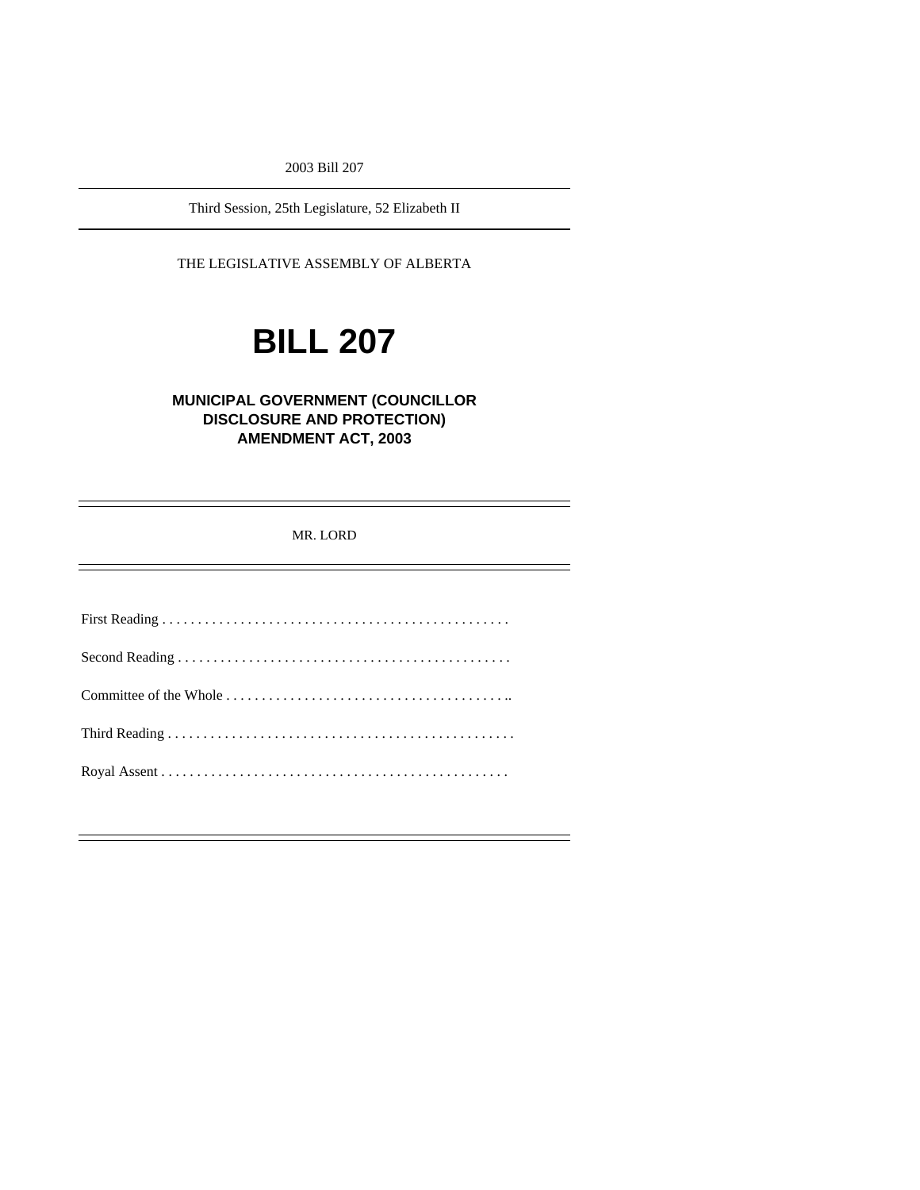2003 Bill 207

---

Third Session, 25th Legislature, 52 Elizabeth II

---

THE LEGISLATIVE ASSEMBLY OF ALBERTA

# BILL 207

## MUNICIPAL GOVERNMENT (COUNCILLOR DISCLOSURE AND PROTECTION) AMENDMENT ACT, 2003

---

MR. LORD

---

First Reading . . . . . . . . . . . . . . . . . . . . . . . . . . . . . . . . . . . . . . . . . . . . . . . .

Second Reading . . . . . . . . . . . . . . . . . . . . . . . . . . . . . . . . . . . . . . . . . . . . . .

Committee of the Whole . . . . . . . . . . . . . . . . . . . . . . . . . . . . . . . . . . . . . . ..

Third Reading . . . . . . . . . . . . . . . . . . . . . . . . . . . . . . . . . . . . . . . . . . . . . . . .

Royal Assent . . . . . . . . . . . . . . . . . . . . . . . . . . . . . . . . . . . . . . . . . . . . . . . .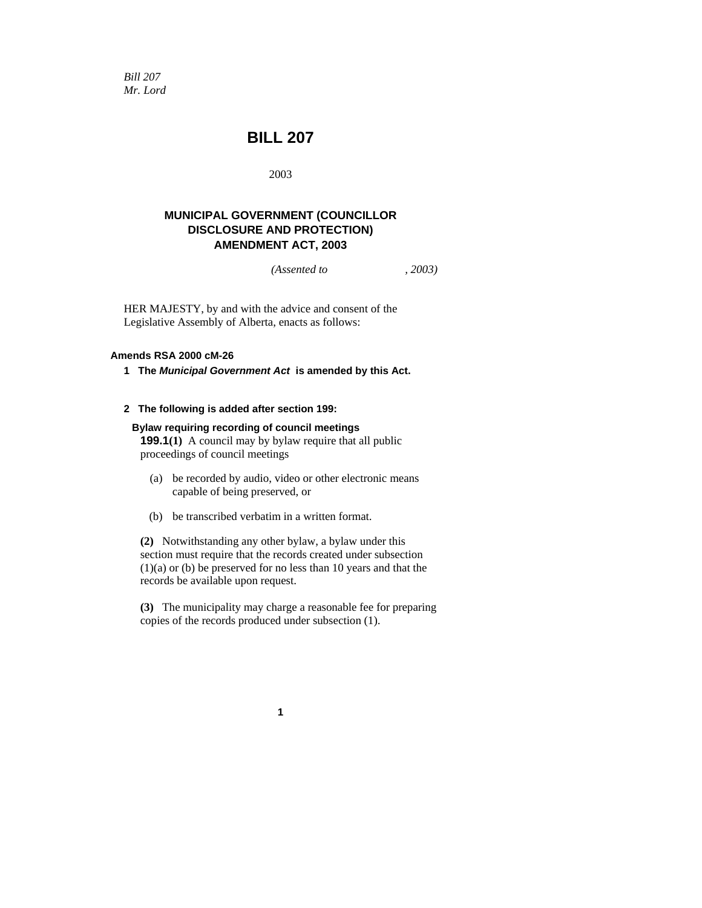*Bill 207*
*Mr. Lord*

# BILL 207

2003

## MUNICIPAL GOVERNMENT (COUNCILLOR DISCLOSURE AND PROTECTION) AMENDMENT ACT, 2003

*(Assented to , 2003)*

HER MAJESTY, by and with the advice and consent of the Legislative Assembly of Alberta, enacts as follows:

**Amends RSA 2000 cM-26**

**1 The *Municipal Government Act* is amended by this Act.**

**2 The following is added after section 199:**

**Bylaw requiring recording of council meetings**

**199.1(1)** A council may by bylaw require that all public proceedings of council meetings

(a) be recorded by audio, video or other electronic means capable of being preserved, or

(b) be transcribed verbatim in a written format.

**(2)** Notwithstanding any other bylaw, a bylaw under this section must require that the records created under subsection (1)(a) or (b) be preserved for no less than 10 years and that the records be available upon request.

**(3)** The municipality may charge a reasonable fee for preparing copies of the records produced under subsection (1).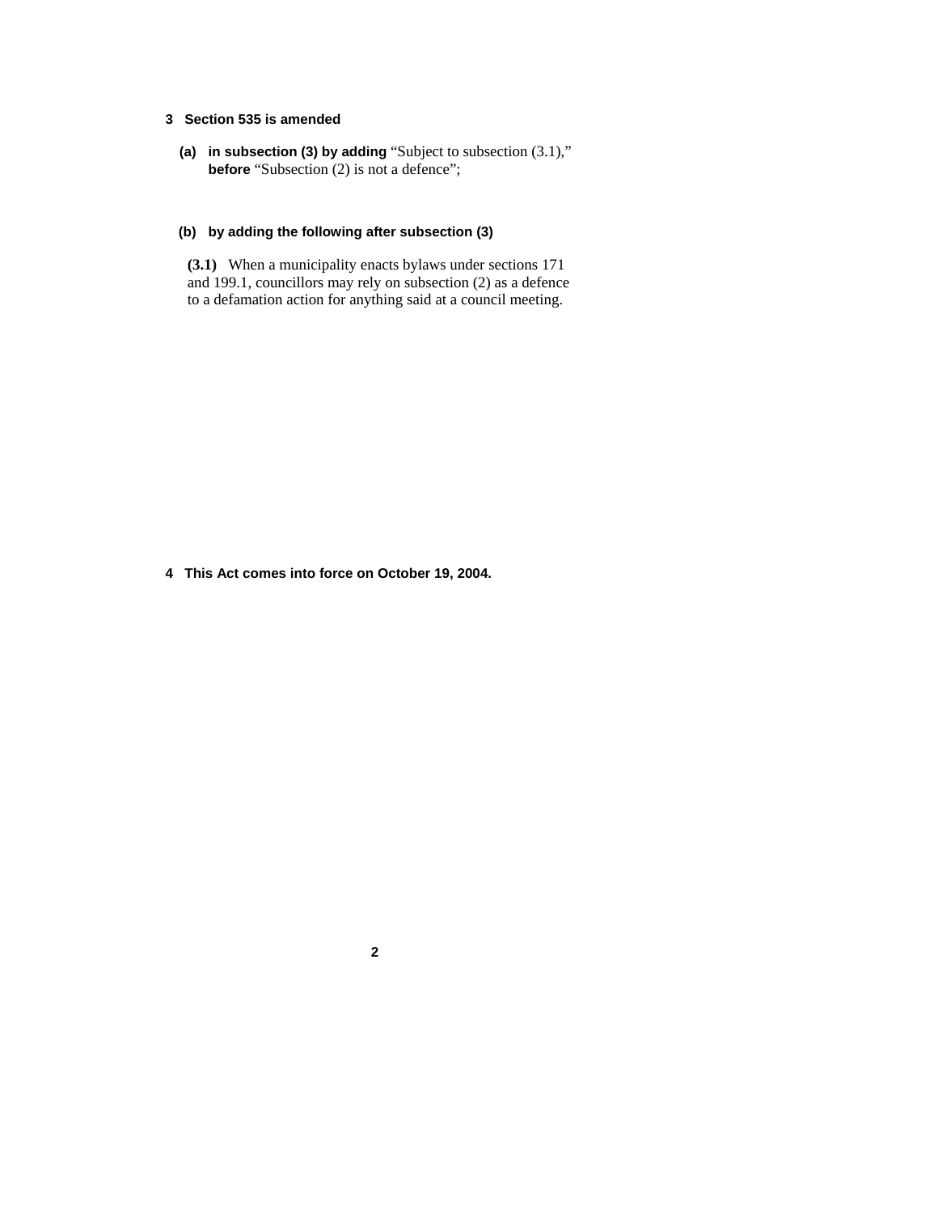**3 Section 535 is amended**

**(a) in subsection (3) by adding** “Subject to subsection (3.1),” **before** “Subsection (2) is not a defence”;

**(b) by adding the following after subsection (3)**

**(3.1)** When a municipality enacts bylaws under sections 171 and 199.1, councillors may rely on subsection (2) as a defence to a defamation action for anything said at a council meeting.

**4 This Act comes into force on October 19, 2004.**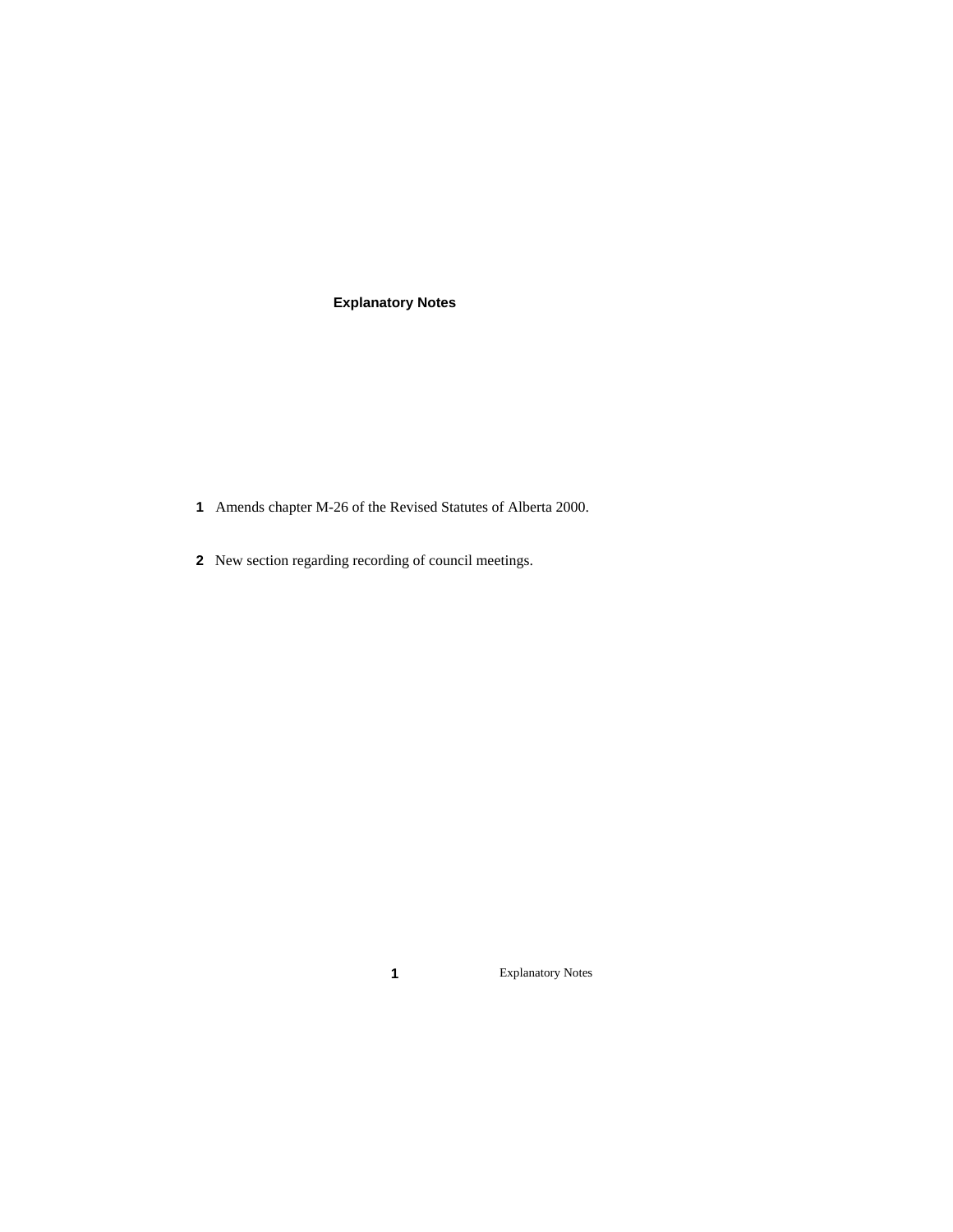## Explanatory Notes

**1** Amends chapter M-26 of the Revised Statutes of Alberta 2000.

**2** New section regarding recording of council meetings.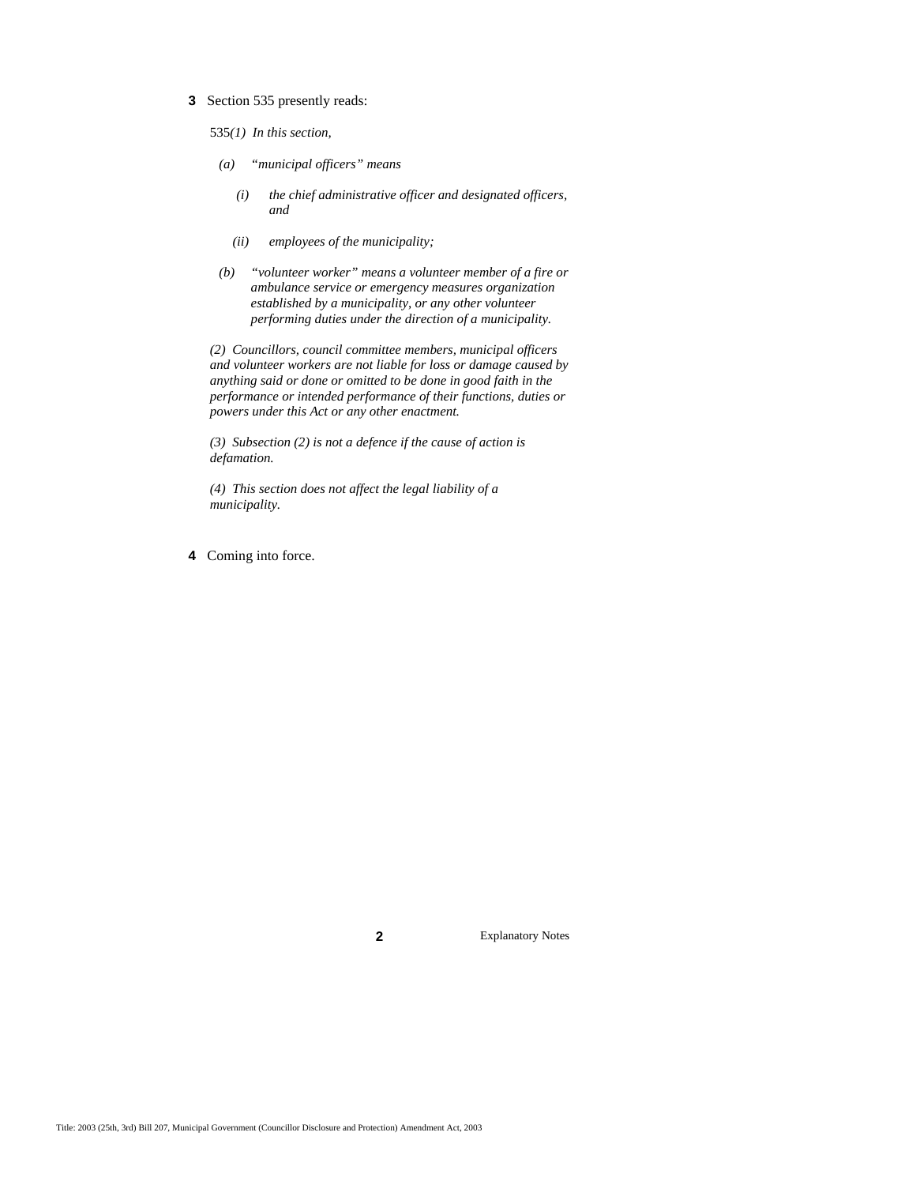**3** Section 535 presently reads:

535*(1) In this section,*

*(a) "municipal officers" means*

*(i) the chief administrative officer and designated officers, and*

*(ii) employees of the municipality;*

*(b) "volunteer worker" means a volunteer member of a fire or ambulance service or emergency measures organization established by a municipality, or any other volunteer performing duties under the direction of a municipality.*

*(2) Councillors, council committee members, municipal officers and volunteer workers are not liable for loss or damage caused by anything said or done or omitted to be done in good faith in the performance or intended performance of their functions, duties or powers under this Act or any other enactment.*

*(3) Subsection (2) is not a defence if the cause of action is defamation.*

*(4) This section does not affect the legal liability of a municipality.*

**4** Coming into force.